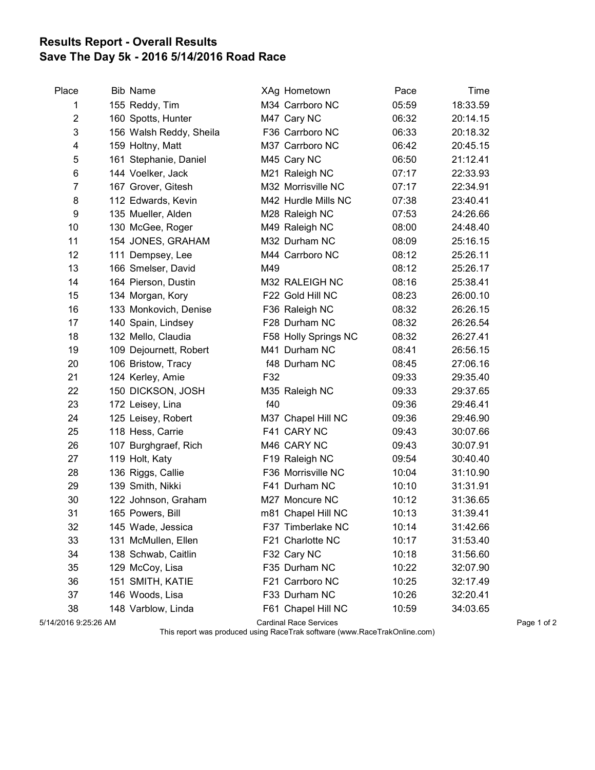# Results Report - Overall Results
## Save The Day 5k - 2016 5/14/2016 Road Race

| Place | Bib | Name | XAg | Hometown | Pace | Time |
|---|---|---|---|---|---|---|
| 1 | 155 | Reddy, Tim | M34 | Carrboro NC | 05:59 | 18:33.59 |
| 2 | 160 | Spotts, Hunter | M47 | Cary NC | 06:32 | 20:14.15 |
| 3 | 156 | Walsh Reddy, Sheila | F36 | Carrboro NC | 06:33 | 20:18.32 |
| 4 | 159 | Holtny, Matt | M37 | Carrboro NC | 06:42 | 20:45.15 |
| 5 | 161 | Stephanie, Daniel | M45 | Cary NC | 06:50 | 21:12.41 |
| 6 | 144 | Voelker, Jack | M21 | Raleigh NC | 07:17 | 22:33.93 |
| 7 | 167 | Grover, Gitesh | M32 | Morrisville NC | 07:17 | 22:34.91 |
| 8 | 112 | Edwards, Kevin | M42 | Hurdle Mills NC | 07:38 | 23:40.41 |
| 9 | 135 | Mueller, Alden | M28 | Raleigh NC | 07:53 | 24:26.66 |
| 10 | 130 | McGee, Roger | M49 | Raleigh NC | 08:00 | 24:48.40 |
| 11 | 154 | JONES, GRAHAM | M32 | Durham NC | 08:09 | 25:16.15 |
| 12 | 111 | Dempsey, Lee | M44 | Carrboro NC | 08:12 | 25:26.11 |
| 13 | 166 | Smelser, David | M49 | | 08:12 | 25:26.17 |
| 14 | 164 | Pierson, Dustin | M32 | RALEIGH NC | 08:16 | 25:38.41 |
| 15 | 134 | Morgan, Kory | F22 | Gold Hill NC | 08:23 | 26:00.10 |
| 16 | 133 | Monkovich, Denise | F36 | Raleigh NC | 08:32 | 26:26.15 |
| 17 | 140 | Spain, Lindsey | F28 | Durham NC | 08:32 | 26:26.54 |
| 18 | 132 | Mello, Claudia | F58 | Holly Springs NC | 08:32 | 26:27.41 |
| 19 | 109 | Dejournett, Robert | M41 | Durham NC | 08:41 | 26:56.15 |
| 20 | 106 | Bristow, Tracy | f48 | Durham NC | 08:45 | 27:06.16 |
| 21 | 124 | Kerley, Amie | F32 | | 09:33 | 29:35.40 |
| 22 | 150 | DICKSON, JOSH | M35 | Raleigh NC | 09:33 | 29:37.65 |
| 23 | 172 | Leisey, Lina | f40 | | 09:36 | 29:46.41 |
| 24 | 125 | Leisey, Robert | M37 | Chapel Hill NC | 09:36 | 29:46.90 |
| 25 | 118 | Hess, Carrie | F41 | CARY NC | 09:43 | 30:07.66 |
| 26 | 107 | Burghgraef, Rich | M46 | CARY NC | 09:43 | 30:07.91 |
| 27 | 119 | Holt, Katy | F19 | Raleigh NC | 09:54 | 30:40.40 |
| 28 | 136 | Riggs, Callie | F36 | Morrisville NC | 10:04 | 31:10.90 |
| 29 | 139 | Smith, Nikki | F41 | Durham NC | 10:10 | 31:31.91 |
| 30 | 122 | Johnson, Graham | M27 | Moncure NC | 10:12 | 31:36.65 |
| 31 | 165 | Powers, Bill | m81 | Chapel Hill NC | 10:13 | 31:39.41 |
| 32 | 145 | Wade, Jessica | F37 | Timberlake NC | 10:14 | 31:42.66 |
| 33 | 131 | McMullen, Ellen | F21 | Charlotte NC | 10:17 | 31:53.40 |
| 34 | 138 | Schwab, Caitlin | F32 | Cary NC | 10:18 | 31:56.60 |
| 35 | 129 | McCoy, Lisa | F35 | Durham NC | 10:22 | 32:07.90 |
| 36 | 151 | SMITH, KATIE | F21 | Carrboro NC | 10:25 | 32:17.49 |
| 37 | 146 | Woods, Lisa | F33 | Durham NC | 10:26 | 32:20.41 |
| 38 | 148 | Varblow, Linda | F61 | Chapel Hill NC | 10:59 | 34:03.65 |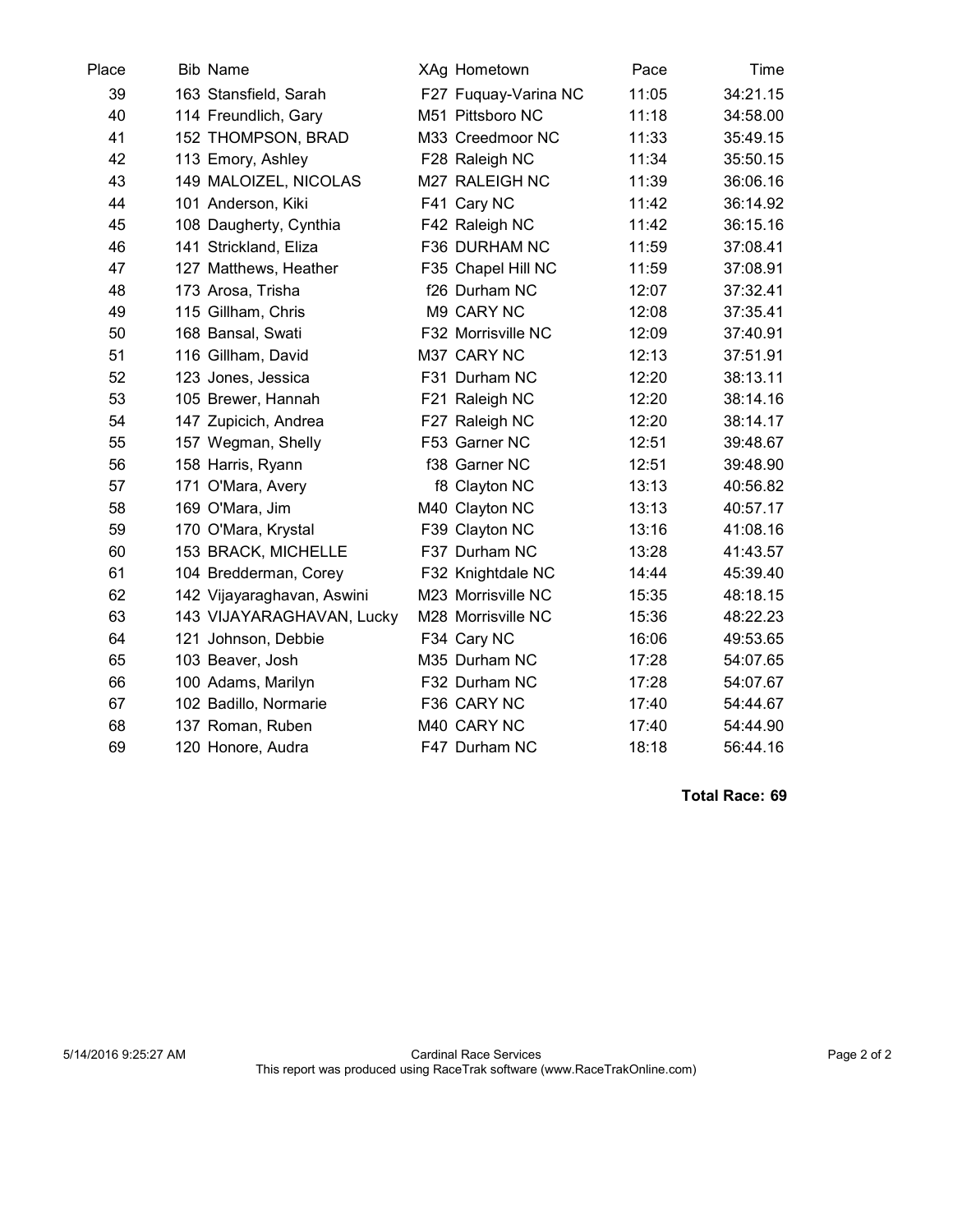| Place | Bib | Name | XAg | Hometown | Pace | Time |
|---|---|---|---|---|---|---|
| 39 | 163 | Stansfield, Sarah | F27 | Fuquay-Varina NC | 11:05 | 34:21.15 |
| 40 | 114 | Freundlich, Gary | M51 | Pittsboro NC | 11:18 | 34:58.00 |
| 41 | 152 | THOMPSON, BRAD | M33 | Creedmoor NC | 11:33 | 35:49.15 |
| 42 | 113 | Emory, Ashley | F28 | Raleigh NC | 11:34 | 35:50.15 |
| 43 | 149 | MALOIZEL, NICOLAS | M27 | RALEIGH NC | 11:39 | 36:06.16 |
| 44 | 101 | Anderson, Kiki | F41 | Cary NC | 11:42 | 36:14.92 |
| 45 | 108 | Daugherty, Cynthia | F42 | Raleigh NC | 11:42 | 36:15.16 |
| 46 | 141 | Strickland, Eliza | F36 | DURHAM NC | 11:59 | 37:08.41 |
| 47 | 127 | Matthews, Heather | F35 | Chapel Hill NC | 11:59 | 37:08.91 |
| 48 | 173 | Arosa, Trisha | f26 | Durham NC | 12:07 | 37:32.41 |
| 49 | 115 | Gillham, Chris | M9 | CARY NC | 12:08 | 37:35.41 |
| 50 | 168 | Bansal, Swati | F32 | Morrisville NC | 12:09 | 37:40.91 |
| 51 | 116 | Gillham, David | M37 | CARY NC | 12:13 | 37:51.91 |
| 52 | 123 | Jones, Jessica | F31 | Durham NC | 12:20 | 38:13.11 |
| 53 | 105 | Brewer, Hannah | F21 | Raleigh NC | 12:20 | 38:14.16 |
| 54 | 147 | Zupicich, Andrea | F27 | Raleigh NC | 12:20 | 38:14.17 |
| 55 | 157 | Wegman, Shelly | F53 | Garner NC | 12:51 | 39:48.67 |
| 56 | 158 | Harris, Ryann | f38 | Garner NC | 12:51 | 39:48.90 |
| 57 | 171 | O'Mara, Avery | f8 | Clayton NC | 13:13 | 40:56.82 |
| 58 | 169 | O'Mara, Jim | M40 | Clayton NC | 13:13 | 40:57.17 |
| 59 | 170 | O'Mara, Krystal | F39 | Clayton NC | 13:16 | 41:08.16 |
| 60 | 153 | BRACK, MICHELLE | F37 | Durham NC | 13:28 | 41:43.57 |
| 61 | 104 | Bredderman, Corey | F32 | Knightdale NC | 14:44 | 45:39.40 |
| 62 | 142 | Vijayaraghavan, Aswini | M23 | Morrisville NC | 15:35 | 48:18.15 |
| 63 | 143 | VIJAYARAGHAVAN, Lucky | M28 | Morrisville NC | 15:36 | 48:22.23 |
| 64 | 121 | Johnson, Debbie | F34 | Cary NC | 16:06 | 49:53.65 |
| 65 | 103 | Beaver, Josh | M35 | Durham NC | 17:28 | 54:07.65 |
| 66 | 100 | Adams, Marilyn | F32 | Durham NC | 17:28 | 54:07.67 |
| 67 | 102 | Badillo, Normarie | F36 | CARY NC | 17:40 | 54:44.67 |
| 68 | 137 | Roman, Ruben | M40 | CARY NC | 17:40 | 54:44.90 |
| 69 | 120 | Honore, Audra | F47 | Durham NC | 18:18 | 56:44.16 |

**Total Race: 69**

5/14/2016 9:25:27 AM

Cardinal Race Services
This report was produced using RaceTrak software (www.RaceTrakOnline.com)